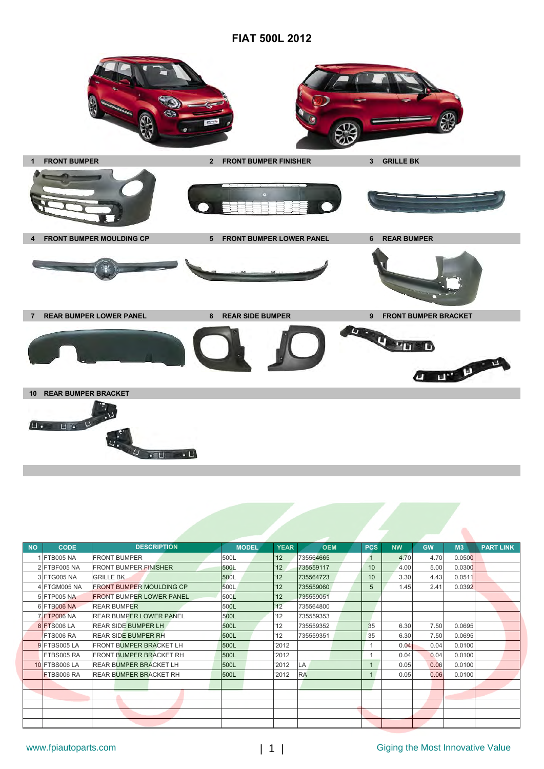# FIAT 500L 2012

1 FRONT BUMPER | 2 FRONT BUMPER FINISHER | 3 GRILLE BK

4 FRONT BUMPER MOULDING CP | 5 FRONT BUMPER LOWER PANEL | 6 REAR BUMPER

7 REAR BUMPER LOWER PANEL | 8 REAR SIDE BUMPER | 9 FRONT BUMPER BRACKET

10 REAR BUMPER BRACKET

| NO | CODE | DESCRIPTION | MODEL | YEAR | OEM | PCS | NW | GW | M3 | PART LINK |
|---|---|---|---|---|---|---|---|---|---|---|
| 1 | FTB005 NA | FRONT BUMPER | 500L | '12 | 735564665 | 1 | 4.70 | 4.70 | 0.0500 | |
| 2 | FTBF005 NA | FRONT BUMPER FINISHER | 500L | '12 | 735559117 | 10 | 4.00 | 5.00 | 0.0300 | |
| 3 | FTG005 NA | GRILLE BK | 500L | '12 | 735564723 | 10 | 3.30 | 4.43 | 0.0511 | |
| 4 | FTGM005 NA | FRONT BUMPER MOULDING CP | 500L | '12 | 735559060 | 5 | 1.45 | 2.41 | 0.0392 | |
| 5 | FTP005 NA | FRONT BUMPER LOWER PANEL | 500L | '12 | 735559051 | | | | | |
| 6 | FTB006 NA | REAR BUMPER | 500L | '12 | 735564800 | | | | | |
| 7 | FTP006 NA | REAR BUMPER LOWER PANEL | 500L | '12 | 735559353 | | | | | |
| 8 | FTS006 LA | REAR SIDE BUMPER LH | 500L | '12 | 735559352 | 35 | 6.30 | 7.50 | 0.0695 | |
| | FTS006 RA | REAR SIDE BUMPER RH | 500L | '12 | 735559351 | 35 | 6.30 | 7.50 | 0.0695 | |
| 9 | FTBS005 LA | FRONT BUMPER BRACKET LH | 500L | '2012 | | 1 | 0.04 | 0.04 | 0.0100 | |
| | FTBS005 RA | FRONT BUMPER BRACKET RH | 500L | '2012 | | 1 | 0.04 | 0.04 | 0.0100 | |
| 10 | FTBS006 LA | REAR BUMPER BRACKET LH | 500L | '2012 | LA | 1 | 0.05 | 0.06 | 0.0100 | |
| | FTBS006 RA | REAR BUMPER BRACKET RH | 500L | '2012 | RA | 1 | 0.05 | 0.06 | 0.0100 | |

www.fpiautoparts.com

Giging the Most Innovative Value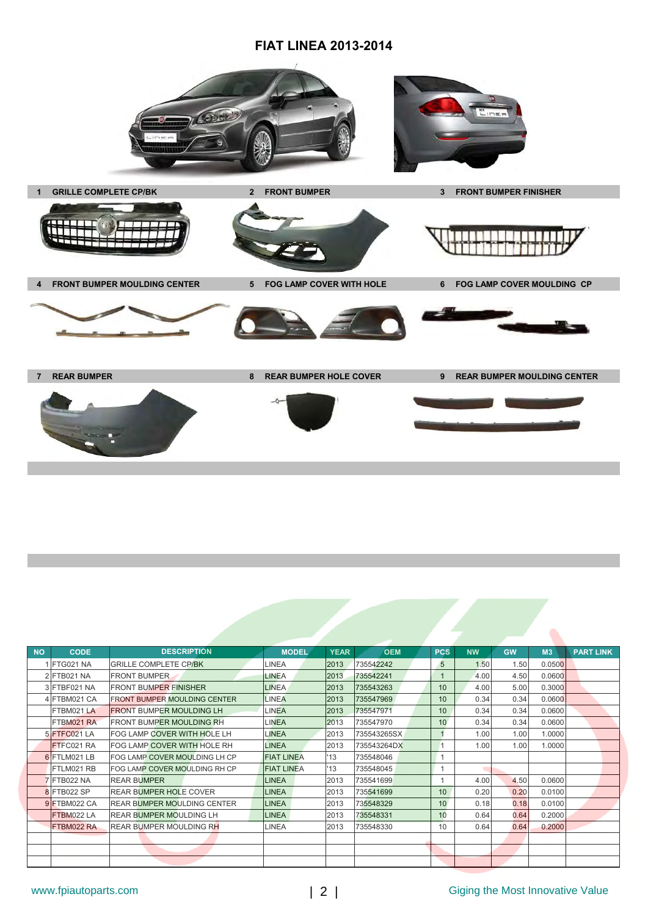# FIAT LINEA 2013-2014

1 GRILLE COMPLETE CP/BK

2 FRONT BUMPER

3 FRONT BUMPER FINISHER

4 FRONT BUMPER MOULDING CENTER

5 FOG LAMP COVER WITH HOLE

6 FOG LAMP COVER MOULDING CP

7 REAR BUMPER

8 REAR BUMPER HOLE COVER

9 REAR BUMPER MOULDING CENTER

| NO | CODE | DESCRIPTION | MODEL | YEAR | OEM | PCS | NW | GW | M3 | PART LINK |
|---|---|---|---|---|---|---|---|---|---|---|
| 1 | FTG021 NA | GRILLE COMPLETE CP/BK | LINEA | 2013 | 735542242 | 5 | 1.50 | 1.50 | 0.0500 | |
| 2 | FTB021 NA | FRONT BUMPER | LINEA | 2013 | 735542241 | 1 | 4.00 | 4.50 | 0.0600 | |
| 3 | FTBF021 NA | FRONT BUMPER FINISHER | LINEA | 2013 | 735543263 | 10 | 4.00 | 5.00 | 0.3000 | |
| 4 | FTBM021 CA | FRONT BUMPER MOULDING CENTER | LINEA | 2013 | 735547969 | 10 | 0.34 | 0.34 | 0.0600 | |
| | FTBM021 LA | FRONT BUMPER MOULDING LH | LINEA | 2013 | 735547971 | 10 | 0.34 | 0.34 | 0.0600 | |
| | FTBM021 RA | FRONT BUMPER MOULDING RH | LINEA | 2013 | 735547970 | 10 | 0.34 | 0.34 | 0.0600 | |
| 5 | FTFC021 LA | FOG LAMP COVER WITH HOLE LH | LINEA | 2013 | 735543265SX | 1 | 1.00 | 1.00 | 1.0000 | |
| | FTFC021 RA | FOG LAMP COVER WITH HOLE RH | LINEA | 2013 | 735543264DX | 1 | 1.00 | 1.00 | 1.0000 | |
| 6 | FTLM021 LB | FOG LAMP COVER MOULDING LH CP | FIAT LINEA | '13 | 735548046 | 1 | | | | |
| | FTLM021 RB | FOG LAMP COVER MOULDING RH CP | FIAT LINEA | '13 | 735548045 | 1 | | | | |
| 7 | FTB022 NA | REAR BUMPER | LINEA | 2013 | 735541699 | 1 | 4.00 | 4.50 | 0.0600 | |
| 8 | FTB022 SP | REAR BUMPER HOLE COVER | LINEA | 2013 | 735541699 | 10 | 0.20 | 0.20 | 0.0100 | |
| 9 | FTBM022 CA | REAR BUMPER MOULDING CENTER | LINEA | 2013 | 735548329 | 10 | 0.18 | 0.18 | 0.0100 | |
| | FTBM022 LA | REAR BUMPER MOULDING LH | LINEA | 2013 | 735548331 | 10 | 0.64 | 0.64 | 0.2000 | |
| | FTBM022 RA | REAR BUMPER MOULDING RH | LINEA | 2013 | 735548330 | 10 | 0.64 | 0.64 | 0.2000 | |
| | | | | | | | | | | |
| | | | | | | | | | | |
| | | | | | | | | | | |

www.fpiautoparts.com

Giging the Most Innovative Value